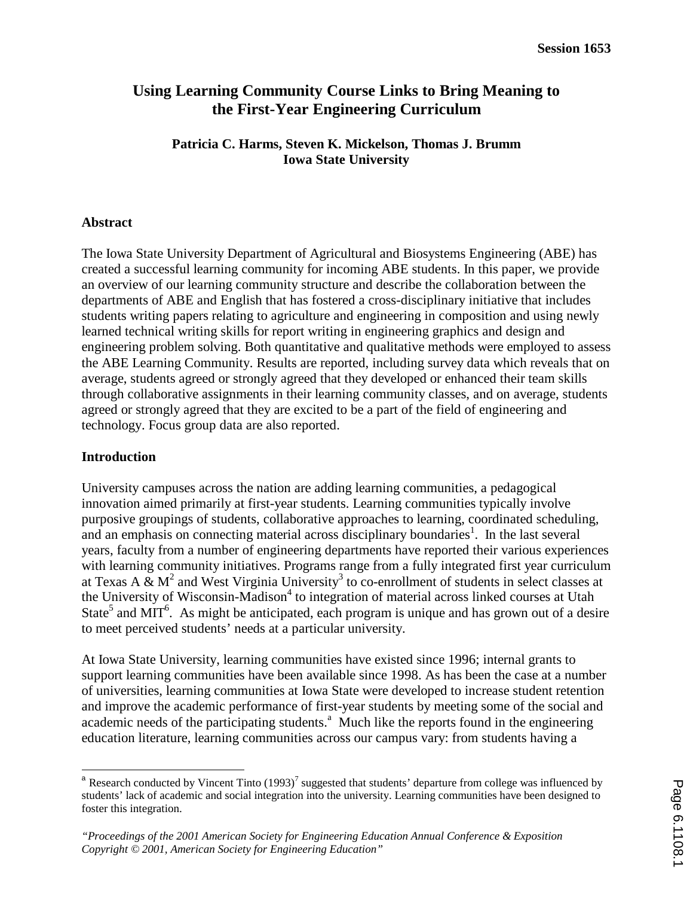# Using Learning Community Course Links to Bring Meaning to the First-Year Engineering Curriculum

**Patricia C. Harms, Steven K. Mickelson, Thomas J. Brumm**
**Iowa State University**

## Abstract

The Iowa State University Department of Agricultural and Biosystems Engineering (ABE) has created a successful learning community for incoming ABE students. In this paper, we provide an overview of our learning community structure and describe the collaboration between the departments of ABE and English that has fostered a cross-disciplinary initiative that includes students writing papers relating to agriculture and engineering in composition and using newly learned technical writing skills for report writing in engineering graphics and design and engineering problem solving. Both quantitative and qualitative methods were employed to assess the ABE Learning Community. Results are reported, including survey data which reveals that on average, students agreed or strongly agreed that they developed or enhanced their team skills through collaborative assignments in their learning community classes, and on average, students agreed or strongly agreed that they are excited to be a part of the field of engineering and technology. Focus group data are also reported.

## Introduction

University campuses across the nation are adding learning communities, a pedagogical innovation aimed primarily at first-year students. Learning communities typically involve purposive groupings of students, collaborative approaches to learning, coordinated scheduling, and an emphasis on connecting material across disciplinary boundaries[1]. In the last several years, faculty from a number of engineering departments have reported their various experiences with learning community initiatives. Programs range from a fully integrated first year curriculum at Texas A & M[2] and West Virginia University[3] to co-enrollment of students in select classes at the University of Wisconsin-Madison[4] to integration of material across linked courses at Utah State[5] and MIT[6]. As might be anticipated, each program is unique and has grown out of a desire to meet perceived students' needs at a particular university.

At Iowa State University, learning communities have existed since 1996; internal grants to support learning communities have been available since 1998. As has been the case at a number of universities, learning communities at Iowa State were developed to increase student retention and improve the academic performance of first-year students by meeting some of the social and academic needs of the participating students.[a] Much like the reports found in the engineering education literature, learning communities across our campus vary: from students having a

[a] Research conducted by Vincent Tinto (1993)[7] suggested that students' departure from college was influenced by students' lack of academic and social integration into the university. Learning communities have been designed to foster this integration.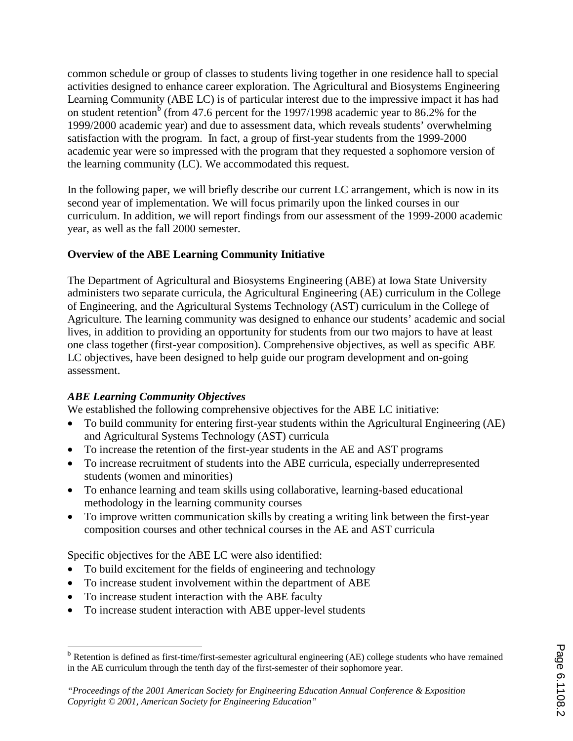common schedule or group of classes to students living together in one residence hall to special activities designed to enhance career exploration. The Agricultural and Biosystems Engineering Learning Community (ABE LC) is of particular interest due to the impressive impact it has had on student retention[b] (from 47.6 percent for the 1997/1998 academic year to 86.2% for the 1999/2000 academic year) and due to assessment data, which reveals students' overwhelming satisfaction with the program. In fact, a group of first-year students from the 1999-2000 academic year were so impressed with the program that they requested a sophomore version of the learning community (LC). We accommodated this request.

In the following paper, we will briefly describe our current LC arrangement, which is now in its second year of implementation. We will focus primarily upon the linked courses in our curriculum. In addition, we will report findings from our assessment of the 1999-2000 academic year, as well as the fall 2000 semester.

## Overview of the ABE Learning Community Initiative

The Department of Agricultural and Biosystems Engineering (ABE) at Iowa State University administers two separate curricula, the Agricultural Engineering (AE) curriculum in the College of Engineering, and the Agricultural Systems Technology (AST) curriculum in the College of Agriculture. The learning community was designed to enhance our students' academic and social lives, in addition to providing an opportunity for students from our two majors to have at least one class together (first-year composition). Comprehensive objectives, as well as specific ABE LC objectives, have been designed to help guide our program development and on-going assessment.

### *ABE Learning Community Objectives*

We established the following comprehensive objectives for the ABE LC initiative:

- To build community for entering first-year students within the Agricultural Engineering (AE) and Agricultural Systems Technology (AST) curricula
- To increase the retention of the first-year students in the AE and AST programs
- To increase recruitment of students into the ABE curricula, especially underrepresented students (women and minorities)
- To enhance learning and team skills using collaborative, learning-based educational methodology in the learning community courses
- To improve written communication skills by creating a writing link between the first-year composition courses and other technical courses in the AE and AST curricula

Specific objectives for the ABE LC were also identified:

- To build excitement for the fields of engineering and technology
- To increase student involvement within the department of ABE
- To increase student interaction with the ABE faculty
- To increase student interaction with ABE upper-level students

---

[b] Retention is defined as first-time/first-semester agricultural engineering (AE) college students who have remained in the AE curriculum through the tenth day of the first-semester of their sophomore year.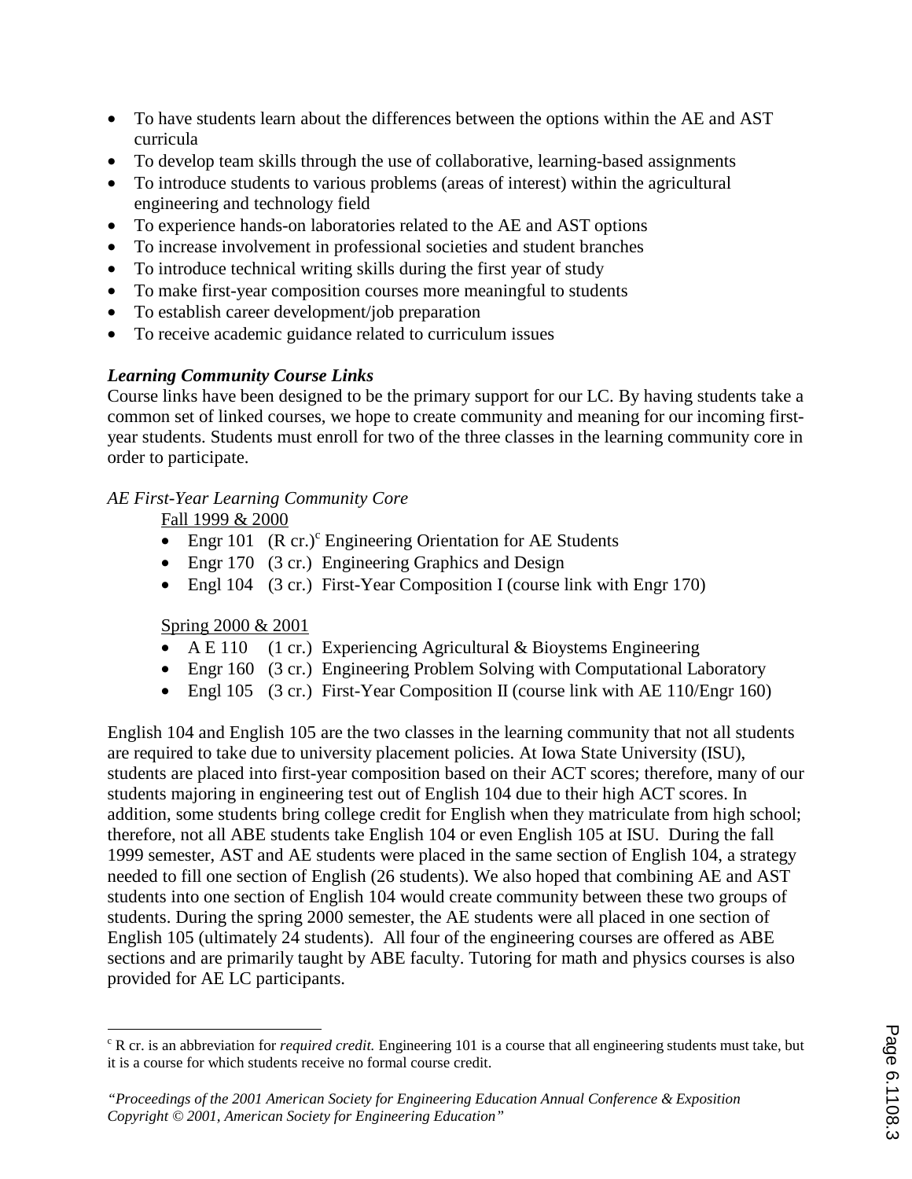- To have students learn about the differences between the options within the AE and AST curricula
- To develop team skills through the use of collaborative, learning-based assignments
- To introduce students to various problems (areas of interest) within the agricultural engineering and technology field
- To experience hands-on laboratories related to the AE and AST options
- To increase involvement in professional societies and student branches
- To introduce technical writing skills during the first year of study
- To make first-year composition courses more meaningful to students
- To establish career development/job preparation
- To receive academic guidance related to curriculum issues

### *Learning Community Course Links*

Course links have been designed to be the primary support for our LC. By having students take a common set of linked courses, we hope to create community and meaning for our incoming first-year students. Students must enroll for two of the three classes in the learning community core in order to participate.

*AE First-Year Learning Community Core*

Fall 1999 & 2000

- Engr 101 (R cr.)[c] Engineering Orientation for AE Students
- Engr 170 (3 cr.) Engineering Graphics and Design
- Engl 104 (3 cr.) First-Year Composition I (course link with Engr 170)

Spring 2000 & 2001

- A E 110 (1 cr.) Experiencing Agricultural & Bioystems Engineering
- Engr 160 (3 cr.) Engineering Problem Solving with Computational Laboratory
- Engl 105 (3 cr.) First-Year Composition II (course link with AE 110/Engr 160)

English 104 and English 105 are the two classes in the learning community that not all students are required to take due to university placement policies. At Iowa State University (ISU), students are placed into first-year composition based on their ACT scores; therefore, many of our students majoring in engineering test out of English 104 due to their high ACT scores. In addition, some students bring college credit for English when they matriculate from high school; therefore, not all ABE students take English 104 or even English 105 at ISU. During the fall 1999 semester, AST and AE students were placed in the same section of English 104, a strategy needed to fill one section of English (26 students). We also hoped that combining AE and AST students into one section of English 104 would create community between these two groups of students. During the spring 2000 semester, the AE students were all placed in one section of English 105 (ultimately 24 students). All four of the engineering courses are offered as ABE sections and are primarily taught by ABE faculty. Tutoring for math and physics courses is also provided for AE LC participants.

---

[c] R cr. is an abbreviation for *required credit.* Engineering 101 is a course that all engineering students must take, but it is a course for which students receive no formal course credit.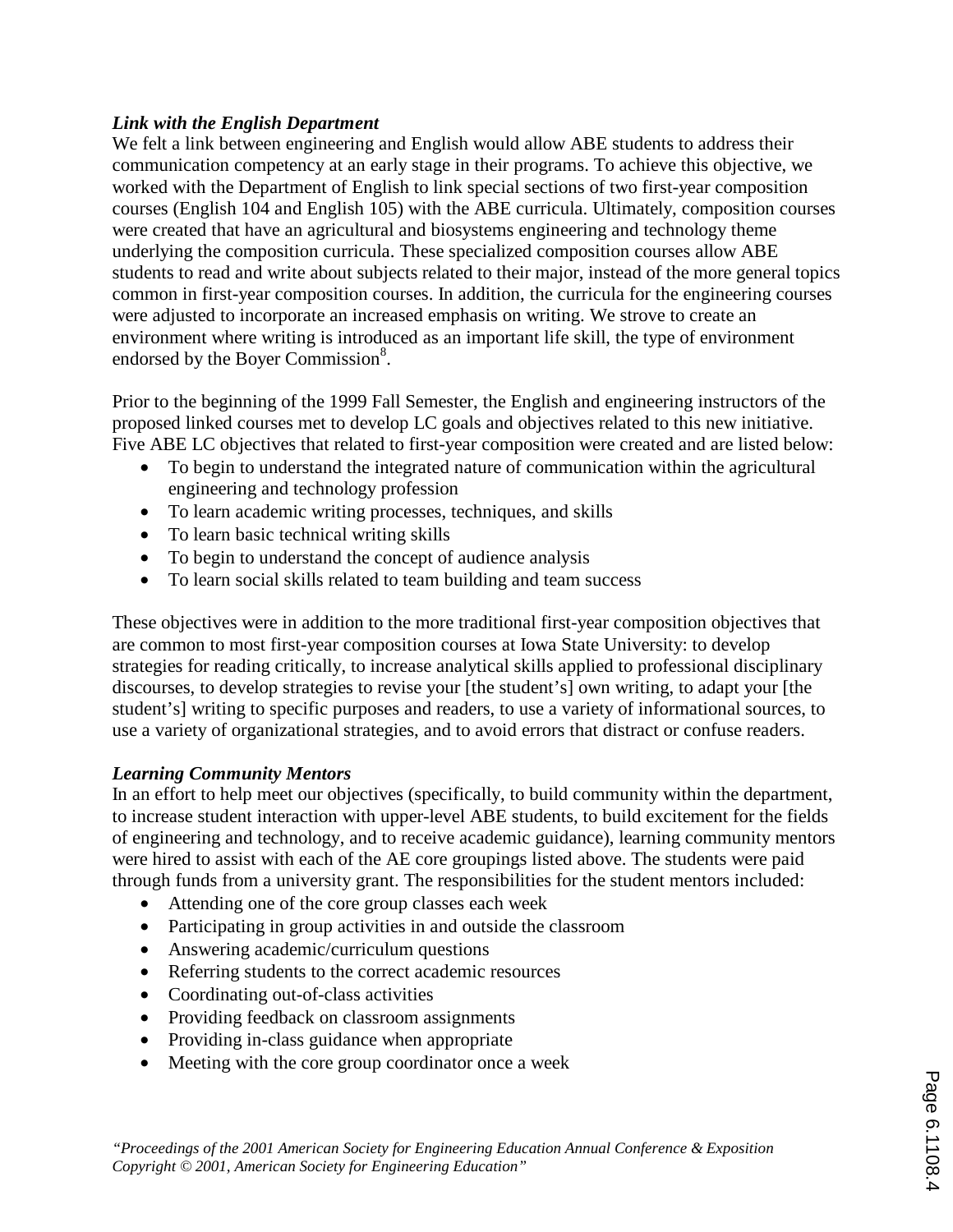***Link with the English Department***

We felt a link between engineering and English would allow ABE students to address their communication competency at an early stage in their programs. To achieve this objective, we worked with the Department of English to link special sections of two first-year composition courses (English 104 and English 105) with the ABE curricula. Ultimately, composition courses were created that have an agricultural and biosystems engineering and technology theme underlying the composition curricula. These specialized composition courses allow ABE students to read and write about subjects related to their major, instead of the more general topics common in first-year composition courses. In addition, the curricula for the engineering courses were adjusted to incorporate an increased emphasis on writing. We strove to create an environment where writing is introduced as an important life skill, the type of environment endorsed by the Boyer Commission[8].

Prior to the beginning of the 1999 Fall Semester, the English and engineering instructors of the proposed linked courses met to develop LC goals and objectives related to this new initiative. Five ABE LC objectives that related to first-year composition were created and are listed below:

- To begin to understand the integrated nature of communication within the agricultural engineering and technology profession
- To learn academic writing processes, techniques, and skills
- To learn basic technical writing skills
- To begin to understand the concept of audience analysis
- To learn social skills related to team building and team success

These objectives were in addition to the more traditional first-year composition objectives that are common to most first-year composition courses at Iowa State University: to develop strategies for reading critically, to increase analytical skills applied to professional disciplinary discourses, to develop strategies to revise your [the student's] own writing, to adapt your [the student's] writing to specific purposes and readers, to use a variety of informational sources, to use a variety of organizational strategies, and to avoid errors that distract or confuse readers.

***Learning Community Mentors***

In an effort to help meet our objectives (specifically, to build community within the department, to increase student interaction with upper-level ABE students, to build excitement for the fields of engineering and technology, and to receive academic guidance), learning community mentors were hired to assist with each of the AE core groupings listed above. The students were paid through funds from a university grant. The responsibilities for the student mentors included:

- Attending one of the core group classes each week
- Participating in group activities in and outside the classroom
- Answering academic/curriculum questions
- Referring students to the correct academic resources
- Coordinating out-of-class activities
- Providing feedback on classroom assignments
- Providing in-class guidance when appropriate
- Meeting with the core group coordinator once a week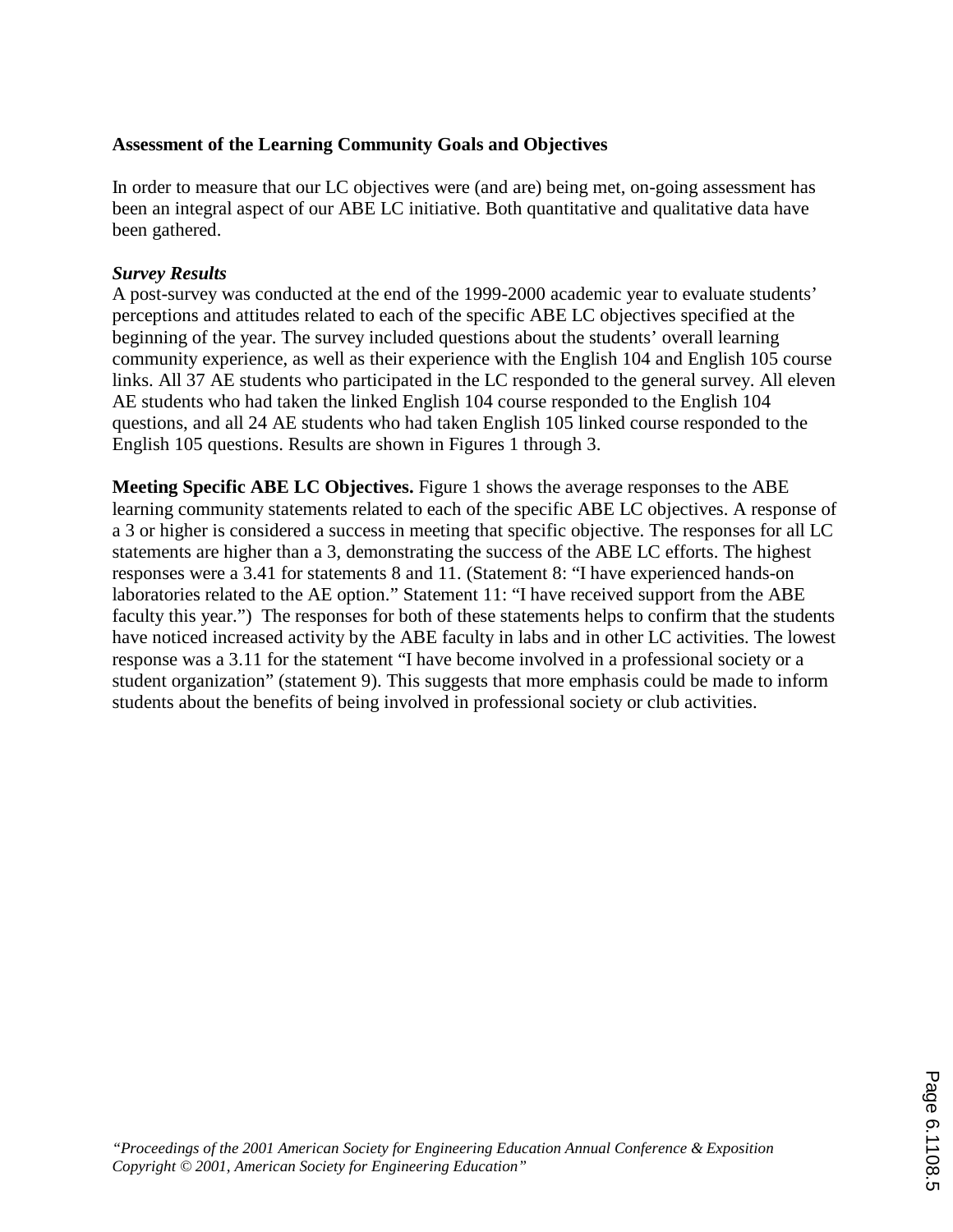**Assessment of the Learning Community Goals and Objectives**

In order to measure that our LC objectives were (and are) being met, on-going assessment has been an integral aspect of our ABE LC initiative. Both quantitative and qualitative data have been gathered.

***Survey Results***

A post-survey was conducted at the end of the 1999-2000 academic year to evaluate students' perceptions and attitudes related to each of the specific ABE LC objectives specified at the beginning of the year. The survey included questions about the students' overall learning community experience, as well as their experience with the English 104 and English 105 course links. All 37 AE students who participated in the LC responded to the general survey. All eleven AE students who had taken the linked English 104 course responded to the English 104 questions, and all 24 AE students who had taken English 105 linked course responded to the English 105 questions. Results are shown in Figures 1 through 3.

**Meeting Specific ABE LC Objectives.** Figure 1 shows the average responses to the ABE learning community statements related to each of the specific ABE LC objectives. A response of a 3 or higher is considered a success in meeting that specific objective. The responses for all LC statements are higher than a 3, demonstrating the success of the ABE LC efforts. The highest responses were a 3.41 for statements 8 and 11. (Statement 8: "I have experienced hands-on laboratories related to the AE option." Statement 11: "I have received support from the ABE faculty this year.") The responses for both of these statements helps to confirm that the students have noticed increased activity by the ABE faculty in labs and in other LC activities. The lowest response was a 3.11 for the statement "I have become involved in a professional society or a student organization" (statement 9). This suggests that more emphasis could be made to inform students about the benefits of being involved in professional society or club activities.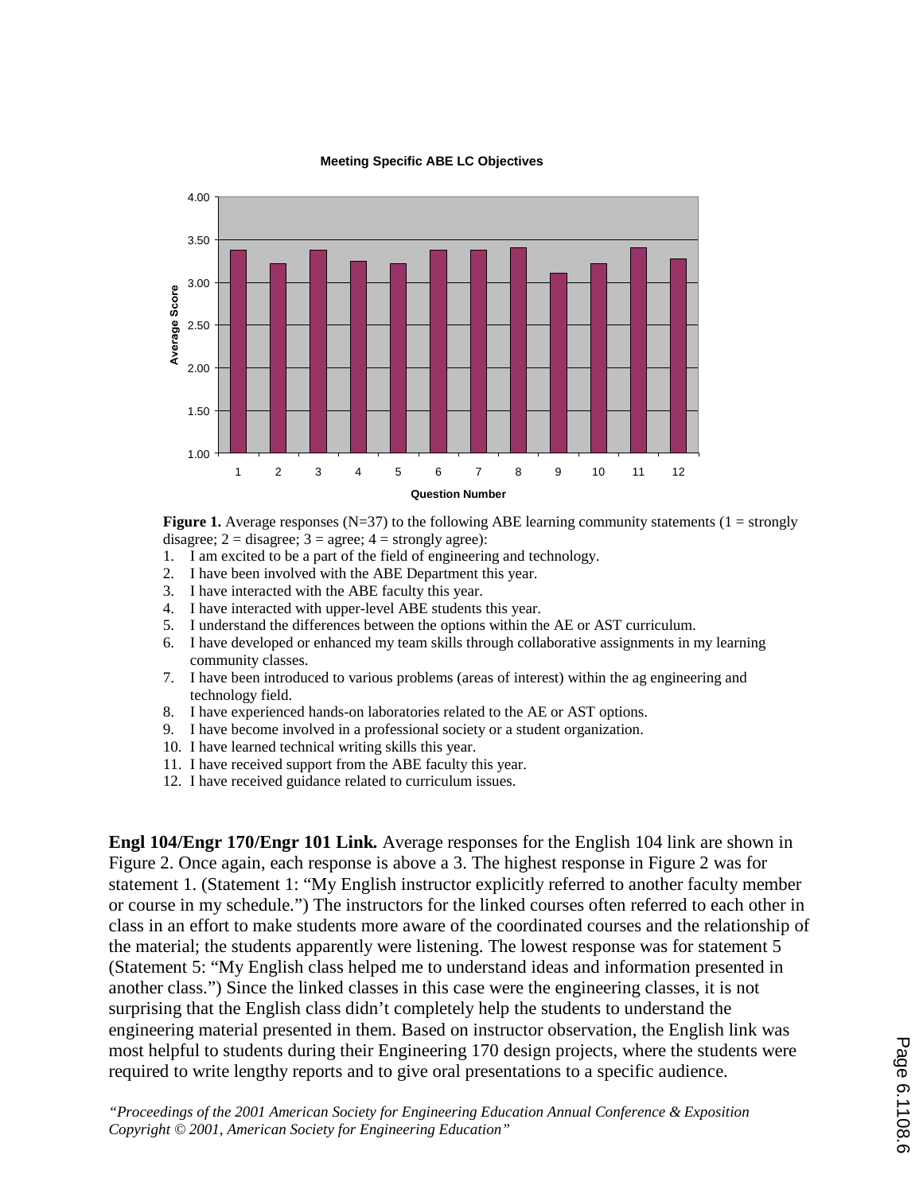**Figure 1.** Average responses (N=37) to the following ABE learning community statements (1 = strongly disagree; 2 = disagree; 3 = agree; 4 = strongly agree):

1. I am excited to be a part of the field of engineering and technology.
2. I have been involved with the ABE Department this year.
3. I have interacted with the ABE faculty this year.
4. I have interacted with upper-level ABE students this year.
5. I understand the differences between the options within the AE or AST curriculum.
6. I have developed or enhanced my team skills through collaborative assignments in my learning community classes.
7. I have been introduced to various problems (areas of interest) within the ag engineering and technology field.
8. I have experienced hands-on laboratories related to the AE or AST options.
9. I have become involved in a professional society or a student organization.
10. I have learned technical writing skills this year.
11. I have received support from the ABE faculty this year.
12. I have received guidance related to curriculum issues.

**Engl 104/Engr 170/Engr 101 Link.** Average responses for the English 104 link are shown in Figure 2. Once again, each response is above a 3. The highest response in Figure 2 was for statement 1. (Statement 1: "My English instructor explicitly referred to another faculty member or course in my schedule.") The instructors for the linked courses often referred to each other in class in an effort to make students more aware of the coordinated courses and the relationship of the material; the students apparently were listening. The lowest response was for statement 5 (Statement 5: "My English class helped me to understand ideas and information presented in another class.") Since the linked classes in this case were the engineering classes, it is not surprising that the English class didn't completely help the students to understand the engineering material presented in them. Based on instructor observation, the English link was most helpful to students during their Engineering 170 design projects, where the students were required to write lengthy reports and to give oral presentations to a specific audience.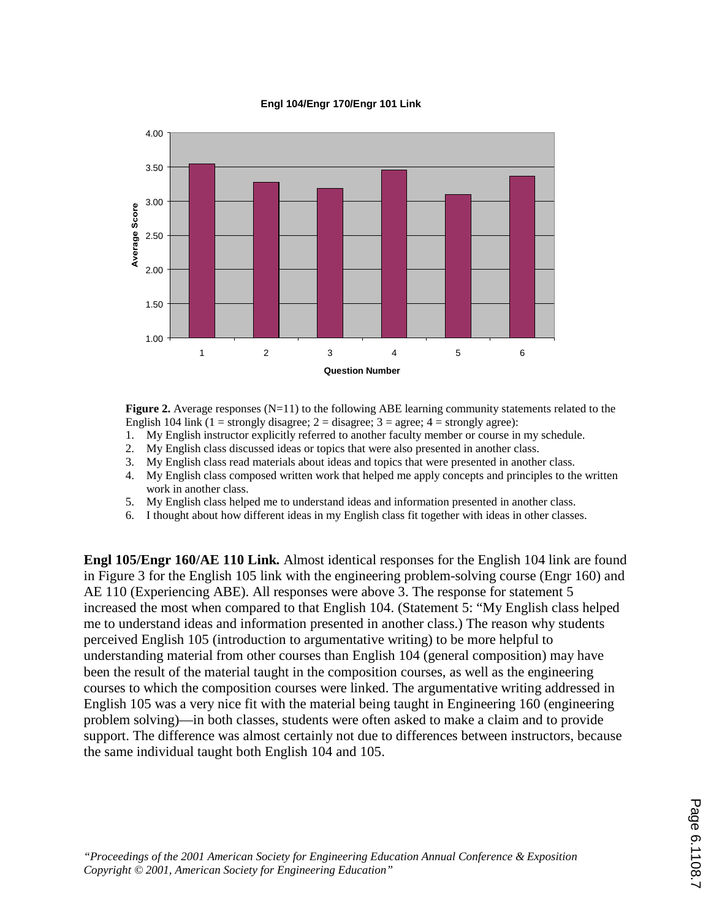**Figure 2.** Average responses (N=11) to the following ABE learning community statements related to the English 104 link (1 = strongly disagree; 2 = disagree; 3 = agree; 4 = strongly agree):

1. My English instructor explicitly referred to another faculty member or course in my schedule.
2. My English class discussed ideas or topics that were also presented in another class.
3. My English class read materials about ideas and topics that were presented in another class.
4. My English class composed written work that helped me apply concepts and principles to the written work in another class.
5. My English class helped me to understand ideas and information presented in another class.
6. I thought about how different ideas in my English class fit together with ideas in other classes.

**Engl 105/Engr 160/AE 110 Link.** Almost identical responses for the English 104 link are found in Figure 3 for the English 105 link with the engineering problem-solving course (Engr 160) and AE 110 (Experiencing ABE). All responses were above 3. The response for statement 5 increased the most when compared to that English 104. (Statement 5: "My English class helped me to understand ideas and information presented in another class.) The reason why students perceived English 105 (introduction to argumentative writing) to be more helpful to understanding material from other courses than English 104 (general composition) may have been the result of the material taught in the composition courses, as well as the engineering courses to which the composition courses were linked. The argumentative writing addressed in English 105 was a very nice fit with the material being taught in Engineering 160 (engineering problem solving)—in both classes, students were often asked to make a claim and to provide support. The difference was almost certainly not due to differences between instructors, because the same individual taught both English 104 and 105.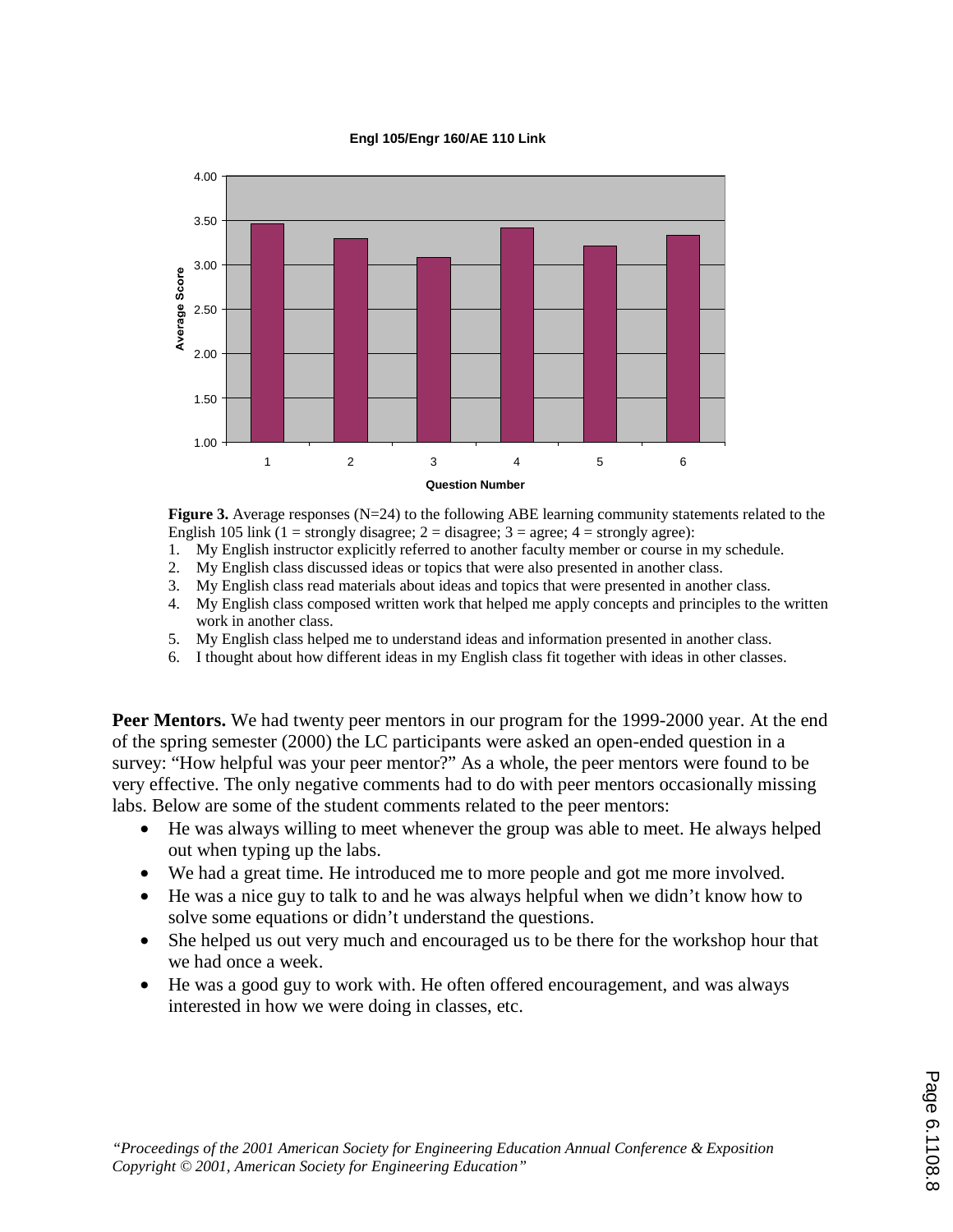**Figure 3.** Average responses (N=24) to the following ABE learning community statements related to the English 105 link (1 = strongly disagree; 2 = disagree; 3 = agree; 4 = strongly agree):

1. My English instructor explicitly referred to another faculty member or course in my schedule.
2. My English class discussed ideas or topics that were also presented in another class.
3. My English class read materials about ideas and topics that were presented in another class.
4. My English class composed written work that helped me apply concepts and principles to the written work in another class.
5. My English class helped me to understand ideas and information presented in another class.
6. I thought about how different ideas in my English class fit together with ideas in other classes.

**Peer Mentors.** We had twenty peer mentors in our program for the 1999-2000 year. At the end of the spring semester (2000) the LC participants were asked an open-ended question in a survey: "How helpful was your peer mentor?" As a whole, the peer mentors were found to be very effective. The only negative comments had to do with peer mentors occasionally missing labs. Below are some of the student comments related to the peer mentors:

- He was always willing to meet whenever the group was able to meet. He always helped out when typing up the labs.
- We had a great time. He introduced me to more people and got me more involved.
- He was a nice guy to talk to and he was always helpful when we didn't know how to solve some equations or didn't understand the questions.
- She helped us out very much and encouraged us to be there for the workshop hour that we had once a week.
- He was a good guy to work with. He often offered encouragement, and was always interested in how we were doing in classes, etc.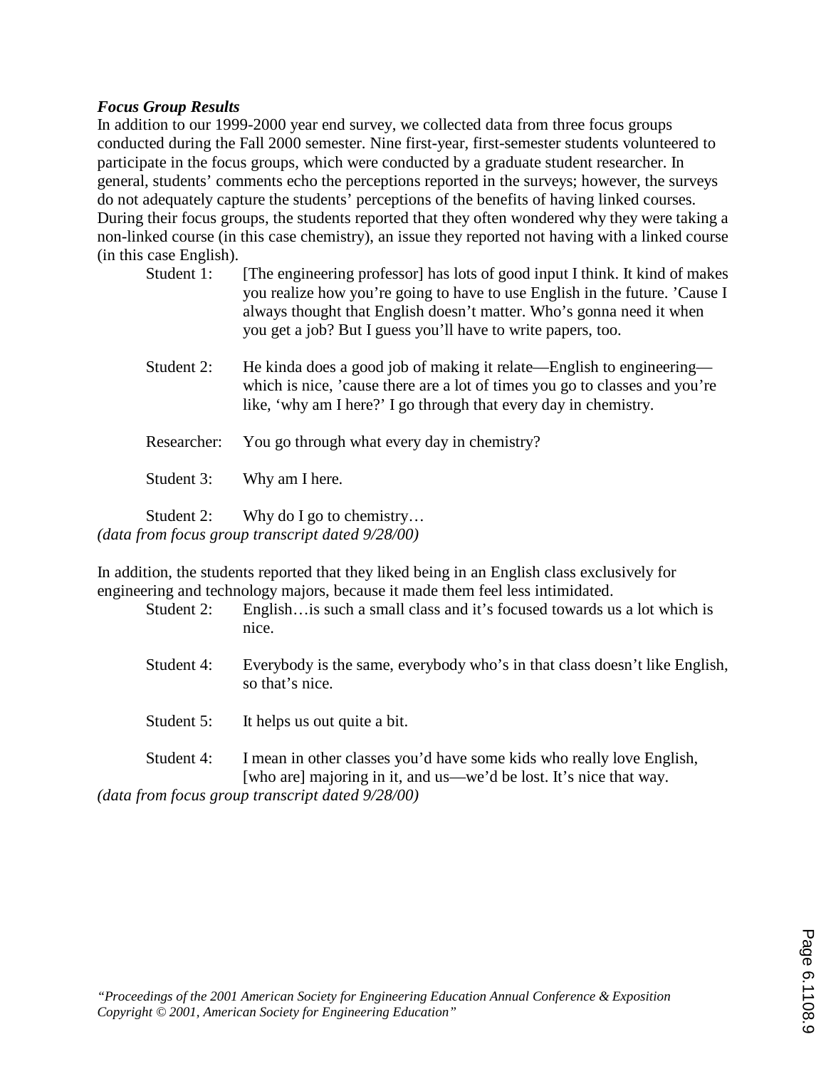***Focus Group Results***

In addition to our 1999-2000 year end survey, we collected data from three focus groups conducted during the Fall 2000 semester. Nine first-year, first-semester students volunteered to participate in the focus groups, which were conducted by a graduate student researcher. In general, students' comments echo the perceptions reported in the surveys; however, the surveys do not adequately capture the students' perceptions of the benefits of having linked courses. During their focus groups, the students reported that they often wondered why they were taking a non-linked course (in this case chemistry), an issue they reported not having with a linked course (in this case English).

> Student 1: [The engineering professor] has lots of good input I think. It kind of makes you realize how you're going to have to use English in the future. 'Cause I always thought that English doesn't matter. Who's gonna need it when you get a job? But I guess you'll have to write papers, too.
>
> Student 2: He kinda does a good job of making it relate—English to engineering—which is nice, 'cause there are a lot of times you go to classes and you're like, 'why am I here?' I go through that every day in chemistry.
>
> Researcher: You go through what every day in chemistry?
>
> Student 3: Why am I here.
>
> Student 2: Why do I go to chemistry…

*(data from focus group transcript dated 9/28/00)*

In addition, the students reported that they liked being in an English class exclusively for engineering and technology majors, because it made them feel less intimidated.

> Student 2: English…is such a small class and it's focused towards us a lot which is nice.
>
> Student 4: Everybody is the same, everybody who's in that class doesn't like English, so that's nice.
>
> Student 5: It helps us out quite a bit.
>
> Student 4: I mean in other classes you'd have some kids who really love English, [who are] majoring in it, and us—we'd be lost. It's nice that way.

*(data from focus group transcript dated 9/28/00)*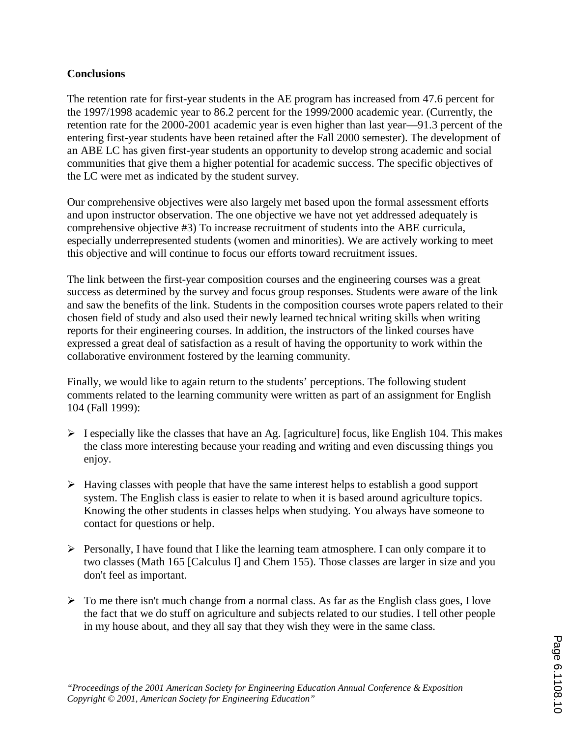## Conclusions

The retention rate for first-year students in the AE program has increased from 47.6 percent for the 1997/1998 academic year to 86.2 percent for the 1999/2000 academic year. (Currently, the retention rate for the 2000-2001 academic year is even higher than last year—91.3 percent of the entering first-year students have been retained after the Fall 2000 semester). The development of an ABE LC has given first-year students an opportunity to develop strong academic and social communities that give them a higher potential for academic success. The specific objectives of the LC were met as indicated by the student survey.

Our comprehensive objectives were also largely met based upon the formal assessment efforts and upon instructor observation. The one objective we have not yet addressed adequately is comprehensive objective #3) To increase recruitment of students into the ABE curricula, especially underrepresented students (women and minorities). We are actively working to meet this objective and will continue to focus our efforts toward recruitment issues.

The link between the first-year composition courses and the engineering courses was a great success as determined by the survey and focus group responses. Students were aware of the link and saw the benefits of the link. Students in the composition courses wrote papers related to their chosen field of study and also used their newly learned technical writing skills when writing reports for their engineering courses. In addition, the instructors of the linked courses have expressed a great deal of satisfaction as a result of having the opportunity to work within the collaborative environment fostered by the learning community.

Finally, we would like to again return to the students' perceptions. The following student comments related to the learning community were written as part of an assignment for English 104 (Fall 1999):

- I especially like the classes that have an Ag. [agriculture] focus, like English 104. This makes the class more interesting because your reading and writing and even discussing things you enjoy.
- Having classes with people that have the same interest helps to establish a good support system. The English class is easier to relate to when it is based around agriculture topics. Knowing the other students in classes helps when studying. You always have someone to contact for questions or help.
- Personally, I have found that I like the learning team atmosphere. I can only compare it to two classes (Math 165 [Calculus I] and Chem 155). Those classes are larger in size and you don't feel as important.
- To me there isn't much change from a normal class. As far as the English class goes, I love the fact that we do stuff on agriculture and subjects related to our studies. I tell other people in my house about, and they all say that they wish they were in the same class.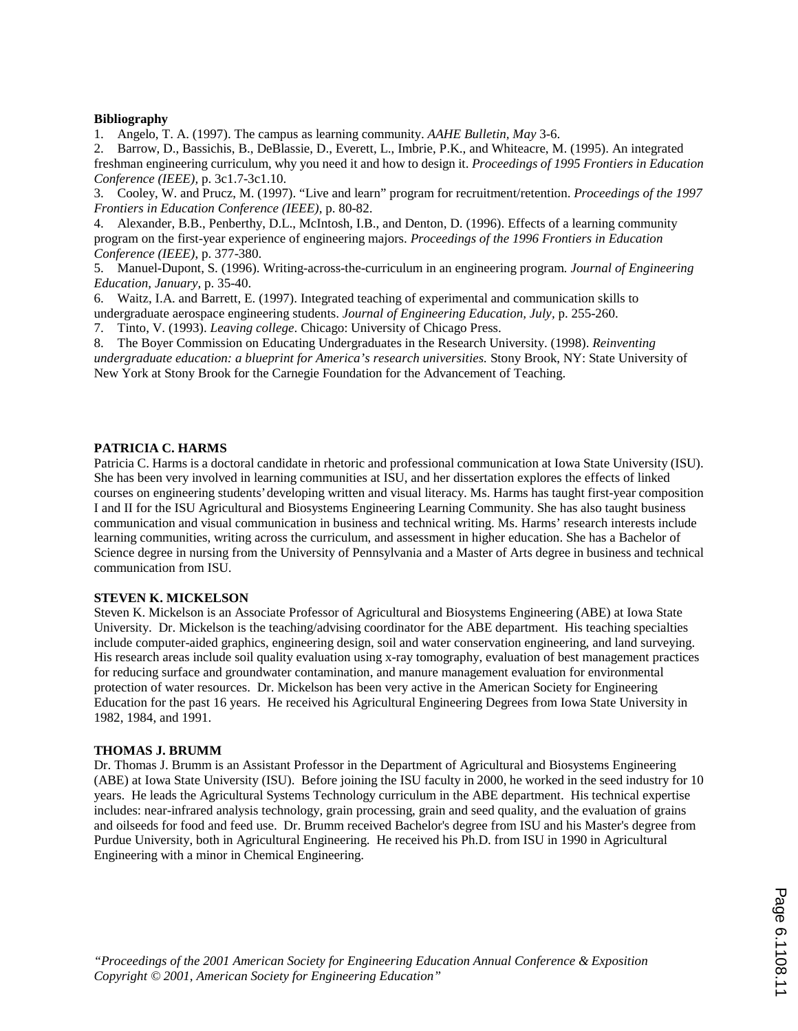**Bibliography**

1. Angelo, T. A. (1997). The campus as learning community. *AAHE Bulletin, May* 3-6.
2. Barrow, D., Bassichis, B., DeBlassie, D., Everett, L., Imbrie, P.K., and Whiteacre, M. (1995). An integrated freshman engineering curriculum, why you need it and how to design it. *Proceedings of 1995 Frontiers in Education Conference (IEEE)*, p. 3c1.7-3c1.10.
3. Cooley, W. and Prucz, M. (1997). "Live and learn" program for recruitment/retention. *Proceedings of the 1997 Frontiers in Education Conference (IEEE)*, p. 80-82.
4. Alexander, B.B., Penberthy, D.L., McIntosh, I.B., and Denton, D. (1996). Effects of a learning community program on the first-year experience of engineering majors. *Proceedings of the 1996 Frontiers in Education Conference (IEEE)*, p. 377-380.
5. Manuel-Dupont, S. (1996). Writing-across-the-curriculum in an engineering program. *Journal of Engineering Education, January*, p. 35-40.
6. Waitz, I.A. and Barrett, E. (1997). Integrated teaching of experimental and communication skills to undergraduate aerospace engineering students. *Journal of Engineering Education, July*, p. 255-260.
7. Tinto, V. (1993). *Leaving college*. Chicago: University of Chicago Press.
8. The Boyer Commission on Educating Undergraduates in the Research University. (1998). *Reinventing undergraduate education: a blueprint for America's research universities.* Stony Brook, NY: State University of New York at Stony Brook for the Carnegie Foundation for the Advancement of Teaching.

**PATRICIA C. HARMS**

Patricia C. Harms is a doctoral candidate in rhetoric and professional communication at Iowa State University (ISU). She has been very involved in learning communities at ISU, and her dissertation explores the effects of linked courses on engineering students' developing written and visual literacy. Ms. Harms has taught first-year composition I and II for the ISU Agricultural and Biosystems Engineering Learning Community. She has also taught business communication and visual communication in business and technical writing. Ms. Harms' research interests include learning communities, writing across the curriculum, and assessment in higher education. She has a Bachelor of Science degree in nursing from the University of Pennsylvania and a Master of Arts degree in business and technical communication from ISU.

**STEVEN K. MICKELSON**

Steven K. Mickelson is an Associate Professor of Agricultural and Biosystems Engineering (ABE) at Iowa State University. Dr. Mickelson is the teaching/advising coordinator for the ABE department. His teaching specialties include computer-aided graphics, engineering design, soil and water conservation engineering, and land surveying. His research areas include soil quality evaluation using x-ray tomography, evaluation of best management practices for reducing surface and groundwater contamination, and manure management evaluation for environmental protection of water resources. Dr. Mickelson has been very active in the American Society for Engineering Education for the past 16 years. He received his Agricultural Engineering Degrees from Iowa State University in 1982, 1984, and 1991.

**THOMAS J. BRUMM**

Dr. Thomas J. Brumm is an Assistant Professor in the Department of Agricultural and Biosystems Engineering (ABE) at Iowa State University (ISU). Before joining the ISU faculty in 2000, he worked in the seed industry for 10 years. He leads the Agricultural Systems Technology curriculum in the ABE department. His technical expertise includes: near-infrared analysis technology, grain processing, grain and seed quality, and the evaluation of grains and oilseeds for food and feed use. Dr. Brumm received Bachelor's degree from ISU and his Master's degree from Purdue University, both in Agricultural Engineering. He received his Ph.D. from ISU in 1990 in Agricultural Engineering with a minor in Chemical Engineering.